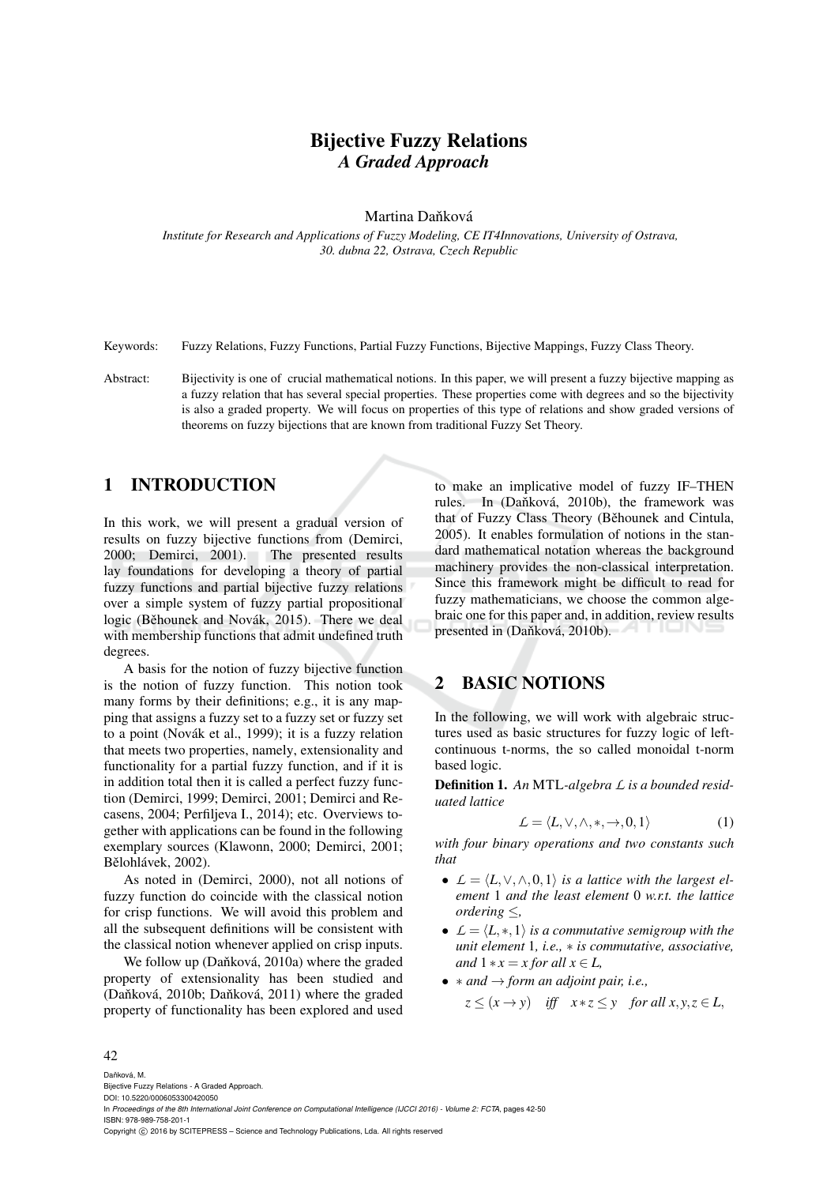# Bijective Fuzzy Relations
## *A Graded Approach*

Martina Daňková

*Institute for Research and Applications of Fuzzy Modeling, CE IT4Innovations, University of Ostrava, 30. dubna 22, Ostrava, Czech Republic*

Keywords: Fuzzy Relations, Fuzzy Functions, Partial Fuzzy Functions, Bijective Mappings, Fuzzy Class Theory.

Abstract: Bijectivity is one of crucial mathematical notions. In this paper, we will present a fuzzy bijective mapping as a fuzzy relation that has several special properties. These properties come with degrees and so the bijectivity is also a graded property. We will focus on properties of this type of relations and show graded versions of theorems on fuzzy bijections that are known from traditional Fuzzy Set Theory.

## 1 INTRODUCTION

In this work, we will present a gradual version of results on fuzzy bijective functions from (Demirci, 2000; Demirci, 2001). The presented results lay foundations for developing a theory of partial fuzzy functions and partial bijective fuzzy relations over a simple system of fuzzy partial propositional logic (Běhounek and Novák, 2015). There we deal with membership functions that admit undefined truth degrees.

A basis for the notion of fuzzy bijective function is the notion of fuzzy function. This notion took many forms by their definitions; e.g., it is any mapping that assigns a fuzzy set to a fuzzy set or fuzzy set to a point (Novák et al., 1999); it is a fuzzy relation that meets two properties, namely, extensionality and functionality for a partial fuzzy function, and if it is in addition total then it is called a perfect fuzzy function (Demirci, 1999; Demirci, 2001; Demirci and Recasens, 2004; Perfiljeva I., 2014); etc. Overviews together with applications can be found in the following exemplary sources (Klawonn, 2000; Demirci, 2001; Bělohlávek, 2002).

As noted in (Demirci, 2000), not all notions of fuzzy function do coincide with the classical notion for crisp functions. We will avoid this problem and all the subsequent definitions will be consistent with the classical notion whenever applied on crisp inputs.

We follow up (Daňková, 2010a) where the graded property of extensionality has been studied and (Daňková, 2010b; Daňková, 2011) where the graded property of functionality has been explored and used to make an implicative model of fuzzy IF–THEN rules. In (Daňková, 2010b), the framework was that of Fuzzy Class Theory (Běhounek and Cintula, 2005). It enables formulation of notions in the standard mathematical notation whereas the background machinery provides the non-classical interpretation. Since this framework might be difficult to read for fuzzy mathematicians, we choose the common algebraic one for this paper and, in addition, review results presented in (Daňková, 2010b).

## 2 BASIC NOTIONS

In the following, we will work with algebraic structures used as basic structures for fuzzy logic of left-continuous t-norms, the so called monoidal t-norm based logic.

**Definition 1.** *An* MTL*-algebra* $\mathcal{L}$ *is a bounded residuated lattice*

$$\mathcal{L} = \langle L, \vee, \wedge, *, \rightarrow, 0, 1 \rangle \tag{1}$$

*with four binary operations and two constants such that*

- $\mathcal{L} = \langle L, \vee, \wedge, 0, 1 \rangle$ *is a lattice with the largest element* 1 *and the least element* 0 *w.r.t. the lattice ordering* $\leq$*,*
- $\mathcal{L} = \langle L, *, 1 \rangle$ *is a commutative semigroup with the unit element* 1*, i.e.,* $*$ *is commutative, associative, and* $1 * x = x$ *for all* $x \in L$*,*
- $*$ *and* $\rightarrow$ *form an adjoint pair, i.e.,*

  $z \leq (x \rightarrow y)$ *iff* $x * z \leq y$ *for all* $x, y, z \in L$*,*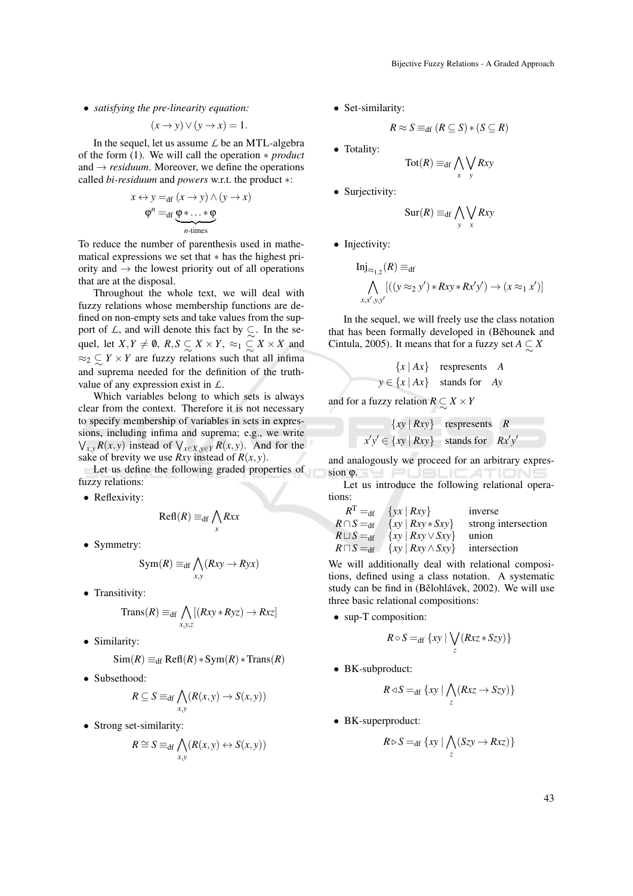- *satisfying the pre-linearity equation:*

$$(x \to y) \vee (y \to x) = 1.$$

In the sequel, let us assume $\mathcal{L}$ be an MTL-algebra of the form (1). We will call the operation $*$ *product* and $\to$ *residuum*. Moreover, we define the operations called *bi-residuum* and *powers* w.r.t. the product $*$:

$$x \leftrightarrow y =_{\text{df}} (x \to y) \wedge (y \to x)$$
$$\varphi^n =_{\text{df}} \underbrace{\varphi * \ldots * \varphi}_{n\text{-times}}$$

To reduce the number of parenthesis used in mathematical expressions we set that $*$ has the highest priority and $\to$ the lowest priority out of all operations that are at the disposal.

Throughout the whole text, we will deal with fuzzy relations whose membership functions are defined on non-empty sets and take values from the support of $\mathcal{L}$, and will denote this fact by $\subsetsim$. In the sequel, let $X, Y \neq \emptyset$, $R, S \subsetsim X \times Y$, $\approx_1 \subsetsim X \times X$ and $\approx_2 \subsetsim Y \times Y$ are fuzzy relations such that all infima and suprema needed for the definition of the truth-value of any expression exist in $\mathcal{L}$.

Which variables belong to which sets is always clear from the context. Therefore it is not necessary to specify membership of variables in sets in expressions, including infima and suprema; e.g., we write $\bigvee_{x,y} R(x,y)$ instead of $\bigvee_{x \in X, y \in Y} R(x,y)$. And for the sake of brevity we use $Rxy$ instead of $R(x,y)$.

Let us define the following graded properties of fuzzy relations:

- Reflexivity:

$$\text{Refl}(R) \equiv_{\text{df}} \bigwedge_{x} Rxx$$

- Symmetry:

$$\text{Sym}(R) \equiv_{\text{df}} \bigwedge_{x,y} (Rxy \to Ryx)$$

- Transitivity:

$$\text{Trans}(R) \equiv_{\text{df}} \bigwedge_{x,y,z} [(Rxy * Ryz) \to Rxz]$$

- Similarity:

$$\text{Sim}(R) \equiv_{\text{df}} \text{Refl}(R) * \text{Sym}(R) * \text{Trans}(R)$$

- Subsethood:

$$R \subseteq S \equiv_{\text{df}} \bigwedge_{x,y} (R(x,y) \to S(x,y))$$

- Strong set-similarity:

$$R \cong S \equiv_{\text{df}} \bigwedge_{x,y} (R(x,y) \leftrightarrow S(x,y))$$

- Set-similarity:

$$R \approx S \equiv_{\text{df}} (R \subseteq S) * (S \subseteq R)$$

- Totality:

$$\text{Tot}(R) \equiv_{\text{df}} \bigwedge_{x} \bigvee_{y} Rxy$$

- Surjectivity:

$$\text{Sur}(R) \equiv_{\text{df}} \bigwedge_{y} \bigvee_{x} Rxy$$

- Injectivity:

$$\text{Inj}_{\approx_{1,2}}(R) \equiv_{\text{df}} \bigwedge_{x,x',y,y'} [((y \approx_2 y') * Rxy * Rx'y') \to (x \approx_1 x')]$$

In the sequel, we will freely use the class notation that has been formally developed in (Běhounek and Cintula, 2005). It means that for a fuzzy set $A \subsetsim X$

| | | |
|---|---|---|
| $\{x \mid Ax\}$ | respresents | $A$ |
| $y \in \{x \mid Ax\}$ | stands for | $Ay$ |

and for a fuzzy relation $R \subsetsim X \times Y$

| | | |
|---|---|---|
| $\{xy \mid Rxy\}$ | respresents | $R$ |
| $x'y' \in \{xy \mid Rxy\}$ | stands for | $Rx'y'$ |

and analogously we proceed for an arbitrary expression $\varphi$.

Let us introduce the following relational operations:

| | | |
|---|---|---|
| $R^{\text{T}} =_{\text{df}}$ | $\{yx \mid Rxy\}$ | inverse |
| $R \cap S =_{\text{df}}$ | $\{xy \mid Rxy * Sxy\}$ | strong intersection |
| $R \sqcup S =_{\text{df}}$ | $\{xy \mid Rxy \vee Sxy\}$ | union |
| $R \sqcap S =_{\text{df}}$ | $\{xy \mid Rxy \wedge Sxy\}$ | intersection |

We will additionally deal with relational compositions, defined using a class notation. A systematic study can be find in (Bělohlávek, 2002). We will use three basic relational compositions:

- sup-T composition:

$$R \circ S =_{\text{df}} \{xy \mid \bigvee_{z} (Rxz * Szy)\}$$

- BK-subproduct:

$$R \lhd S =_{\text{df}} \{xy \mid \bigwedge_{z} (Rxz \to Szy)\}$$

- BK-superproduct:

$$R \rhd S =_{\text{df}} \{xy \mid \bigwedge_{z} (Szy \to Rxz)\}$$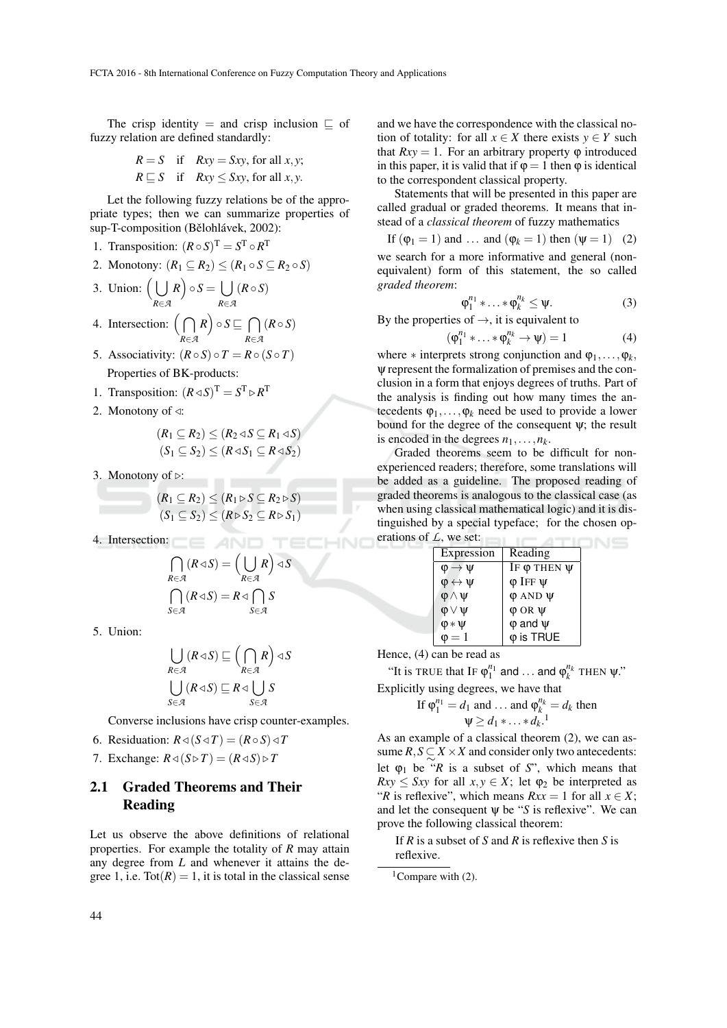The crisp identity $=$ and crisp inclusion $\sqsubseteq$ of fuzzy relation are defined standardly:

$$R = S \quad \text{if} \quad Rxy = Sxy, \text{ for all } x, y;$$
$$R \sqsubseteq S \quad \text{if} \quad Rxy \leq Sxy, \text{ for all } x, y.$$

Let the following fuzzy relations be of the appropriate types; then we can summarize properties of sup-T-composition (Bělohlávek, 2002):

1. Transposition: $(R \circ S)^{\mathrm{T}} = S^{\mathrm{T}} \circ R^{\mathrm{T}}$
2. Monotony: $(R_1 \subseteq R_2) \leq (R_1 \circ S \subseteq R_2 \circ S)$
3. Union: $\Big(\bigcup_{R \in \mathcal{A}} R\Big) \circ S = \bigcup_{R \in \mathcal{A}} (R \circ S)$
4. Intersection: $\Big(\bigcap_{R \in \mathcal{A}} R\Big) \circ S \sqsubseteq \bigcap_{R \in \mathcal{A}} (R \circ S)$
5. Associativity: $(R \circ S) \circ T = R \circ (S \circ T)$

Properties of BK-products:

1. Transposition: $(R \lhd S)^{\mathrm{T}} = S^{\mathrm{T}} \rhd R^{\mathrm{T}}$
2. Monotony of $\lhd$:
$$(R_1 \subseteq R_2) \leq (R_2 \lhd S \subseteq R_1 \lhd S)$$
$$(S_1 \subseteq S_2) \leq (R \lhd S_1 \subseteq R \lhd S_2)$$
3. Monotony of $\rhd$:
$$(R_1 \subseteq R_2) \leq (R_1 \rhd S \subseteq R_2 \rhd S)$$
$$(S_1 \subseteq S_2) \leq (R \rhd S_2 \subseteq R \rhd S_1)$$
4. Intersection:
$$\bigcap_{R \in \mathcal{A}} (R \lhd S) = \Big(\bigcup_{R \in \mathcal{A}} R\Big) \lhd S$$
$$\bigcap_{S \in \mathcal{A}} (R \lhd S) = R \lhd \bigcap_{S \in \mathcal{A}} S$$
5. Union:
$$\bigcup_{R \in \mathcal{A}} (R \lhd S) \sqsubseteq \Big(\bigcap_{R \in \mathcal{A}} R\Big) \lhd S$$
$$\bigcup_{S \in \mathcal{A}} (R \lhd S) \sqsubseteq R \lhd \bigcup_{S \in \mathcal{A}} S$$

Converse inclusions have crisp counter-examples.

6. Residuation: $R \lhd (S \lhd T) = (R \circ S) \lhd T$
7. Exchange: $R \lhd (S \rhd T) = (R \lhd S) \rhd T$

### 2.1 Graded Theorems and Their Reading

Let us observe the above definitions of relational properties. For example the totality of $R$ may attain any degree from $L$ and whenever it attains the degree 1, i.e. $\mathrm{Tot}(R) = 1$, it is total in the classical sense and we have the correspondence with the classical notion of totality: for all $x \in X$ there exists $y \in Y$ such that $Rxy = 1$. For an arbitrary property $\varphi$ introduced in this paper, it is valid that if $\varphi = 1$ then $\varphi$ is identical to the correspondent classical property.

Statements that will be presented in this paper are called gradual or graded theorems. It means that instead of a *classical theorem* of fuzzy mathematics

$$\text{If } (\varphi_1 = 1) \text{ and } \ldots \text{ and } (\varphi_k = 1) \text{ then } (\psi = 1) \quad (2)$$

we search for a more informative and general (non-equivalent) form of this statement, the so called *graded theorem*:

$$\varphi_1^{n_1} * \ldots * \varphi_k^{n_k} \leq \psi. \quad (3)$$

By the properties of $\rightarrow$, it is equivalent to

$$(\varphi_1^{n_1} * \ldots * \varphi_k^{n_k} \rightarrow \psi) = 1 \quad (4)$$

where $*$ interprets strong conjunction and $\varphi_1, \ldots, \varphi_k$, $\psi$ represent the formalization of premises and the conclusion in a form that enjoys degrees of truths. Part of the analysis is finding out how many times the antecedents $\varphi_1, \ldots, \varphi_k$ need be used to provide a lower bound for the degree of the consequent $\psi$; the result is encoded in the degrees $n_1, \ldots, n_k$.

Graded theorems seem to be difficult for non-experienced readers; therefore, some translations will be added as a guideline. The proposed reading of graded theorems is analogous to the classical case (as when using classical mathematical logic) and it is distinguished by a special typeface; for the chosen operations of $\mathcal{L}$, we set:

| Expression | Reading |
|---|---|
| $\varphi \rightarrow \psi$ | IF $\varphi$ THEN $\psi$ |
| $\varphi \leftrightarrow \psi$ | $\varphi$ IFF $\psi$ |
| $\varphi \wedge \psi$ | $\varphi$ AND $\psi$ |
| $\varphi \vee \psi$ | $\varphi$ OR $\psi$ |
| $\varphi * \psi$ | $\varphi$ and $\psi$ |
| $\varphi = 1$ | $\varphi$ is TRUE |

Hence, (4) can be read as

"It is TRUE that IF $\varphi_1^{n_1}$ and $\ldots$ and $\varphi_k^{n_k}$ THEN $\psi$."

Explicitly using degrees, we have that

$$\text{If } \varphi_1^{n_1} = d_1 \text{ and } \ldots \text{ and } \varphi_k^{n_k} = d_k \text{ then}$$
$$\psi \geq d_1 * \ldots * d_k.\text{[1]}$$

As an example of a classical theorem (2), we can assume $R, S \mathrel{\tilde{\subseteq}} X \times X$ and consider only two antecedents: let $\varphi_1$ be "$R$ is a subset of $S$", which means that $Rxy \leq Sxy$ for all $x, y \in X$; let $\varphi_2$ be interpreted as "$R$ is reflexive", which means $Rxx = 1$ for all $x \in X$; and let the consequent $\psi$ be "$S$ is reflexive". We can prove the following classical theorem:

> If $R$ is a subset of $S$ and $R$ is reflexive then $S$ is reflexive.

[1] Compare with (2).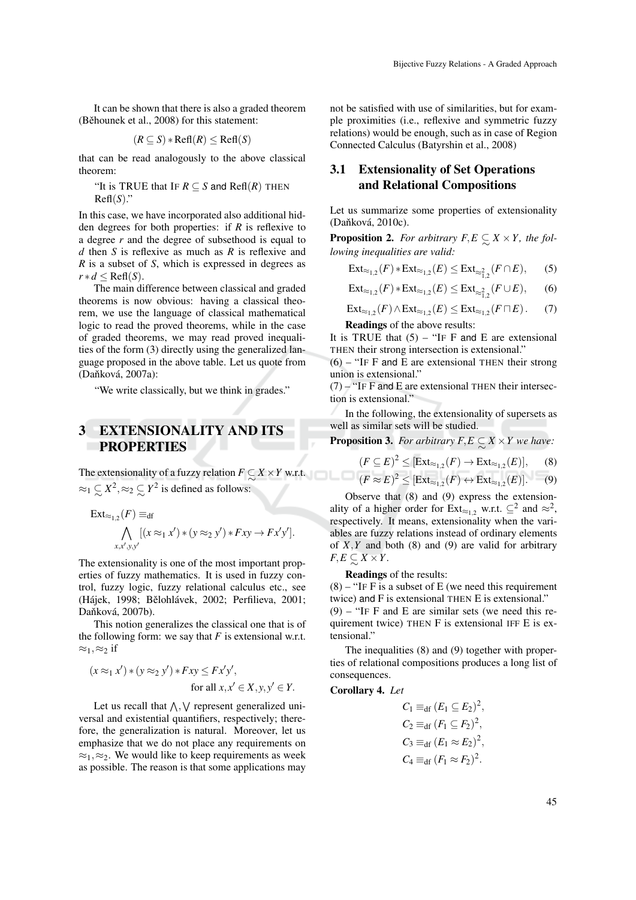It can be shown that there is also a graded theorem (Běhounek et al., 2008) for this statement:

$$(R \subseteq S) * \text{Refl}(R) \leq \text{Refl}(S)$$

that can be read analogously to the above classical theorem:

"It is TRUE that IF $R \subseteq S$ and $\text{Refl}(R)$ THEN $\text{Refl}(S)$."

In this case, we have incorporated also additional hidden degrees for both properties: if $R$ is reflexive to a degree $r$ and the degree of subsethood is equal to $d$ then $S$ is reflexive as much as $R$ is reflexive and $R$ is a subset of $S$, which is expressed in degrees as $r * d \leq \text{Refl}(S)$.

The main difference between classical and graded theorems is now obvious: having a classical theorem, we use the language of classical mathematical logic to read the proved theorems, while in the case of graded theorems, we may read proved inequalities of the form (3) directly using the generalized language proposed in the above table. Let us quote from (Daňková, 2007a):

"We write classically, but we think in grades."

## 3 EXTENSIONALITY AND ITS PROPERTIES

The extensionality of a fuzzy relation $F \subsetsim X \times Y$ w.r.t. $\approx_1 \subsetsim X^2, \approx_2 \subsetsim Y^2$ is defined as follows:

$$\text{Ext}_{\approx_{1,2}}(F) \equiv_{\text{df}} \bigwedge_{x,x',y,y'} [(x \approx_1 x') * (y \approx_2 y') * Fxy \to Fx'y'].$$

The extensionality is one of the most important properties of fuzzy mathematics. It is used in fuzzy control, fuzzy logic, fuzzy relational calculus etc., see (Hájek, 1998; Bělohlávek, 2002; Perfilieva, 2001; Daňková, 2007b).

This notion generalizes the classical one that is of the following form: we say that $F$ is extensional w.r.t. $\approx_1, \approx_2$ if

$$(x \approx_1 x') * (y \approx_2 y') * Fxy \leq Fx'y', \quad \text{for all } x, x' \in X, y, y' \in Y.$$

Let us recall that $\bigwedge, \bigvee$ represent generalized universal and existential quantifiers, respectively; therefore, the generalization is natural. Moreover, let us emphasize that we do not place any requirements on $\approx_1, \approx_2$. We would like to keep requirements as week as possible. The reason is that some applications may not be satisfied with use of similarities, but for example proximities (i.e., reflexive and symmetric fuzzy relations) would be enough, such as in case of Region Connected Calculus (Batyrshin et al., 2008)

### 3.1 Extensionality of Set Operations and Relational Compositions

Let us summarize some properties of extensionality (Daňková, 2010c).

**Proposition 2.** *For arbitrary $F, E \subsetsim X \times Y$, the following inequalities are valid:*

$$\text{Ext}_{\approx_{1,2}}(F) * \text{Ext}_{\approx_{1,2}}(E) \leq \text{Ext}_{\approx^2_{1,2}}(F \cap E), \quad (5)$$

$$\text{Ext}_{\approx_{1,2}}(F) * \text{Ext}_{\approx_{1,2}}(E) \leq \text{Ext}_{\approx^2_{1,2}}(F \cup E), \quad (6)$$

$$\text{Ext}_{\approx_{1,2}}(F) \wedge \text{Ext}_{\approx_{1,2}}(E) \leq \text{Ext}_{\approx_{1,2}}(F \sqcap E). \quad (7)$$

**Readings** of the above results:

It is TRUE that (5) – "IF F and E are extensional THEN their strong intersection is extensional."

(6) – "IF F and E are extensional THEN their strong union is extensional."

(7) – "IF F and E are extensional THEN their intersection is extensional."

In the following, the extensionality of supersets as well as similar sets will be studied.

**Proposition 3.** *For arbitrary $F, E \subsetsim X \times Y$ we have:*

$$(F \subseteq E)^2 \leq [\text{Ext}_{\approx_{1,2}}(F) \to \text{Ext}_{\approx_{1,2}}(E)], \quad (8)$$

$$(F \approx E)^2 \leq [\text{Ext}_{\approx_{1,2}}(F) \leftrightarrow \text{Ext}_{\approx_{1,2}}(E)]. \quad (9)$$

Observe that (8) and (9) express the extensionality of a higher order for $\text{Ext}_{\approx_{1,2}}$ w.r.t. $\subseteq^2$ and $\approx^2$, respectively. It means, extensionality when the variables are fuzzy relations instead of ordinary elements of $X, Y$ and both (8) and (9) are valid for arbitrary $F, E \subsetsim X \times Y$.

**Readings** of the results:

(8) – "IF F is a subset of E (we need this requirement twice) and F is extensional THEN E is extensional."

(9) – "IF F and E are similar sets (we need this requirement twice) THEN F is extensional IFF E is extensional."

The inequalities (8) and (9) together with properties of relational compositions produces a long list of consequences.

**Corollary 4.** *Let*

$$C_1 \equiv_{\text{df}} (E_1 \subseteq E_2)^2,$$

$$C_2 \equiv_{\text{df}} (F_1 \subseteq F_2)^2,$$

$$C_3 \equiv_{\text{df}} (E_1 \approx E_2)^2,$$

$$C_4 \equiv_{\text{df}} (F_1 \approx F_2)^2.$$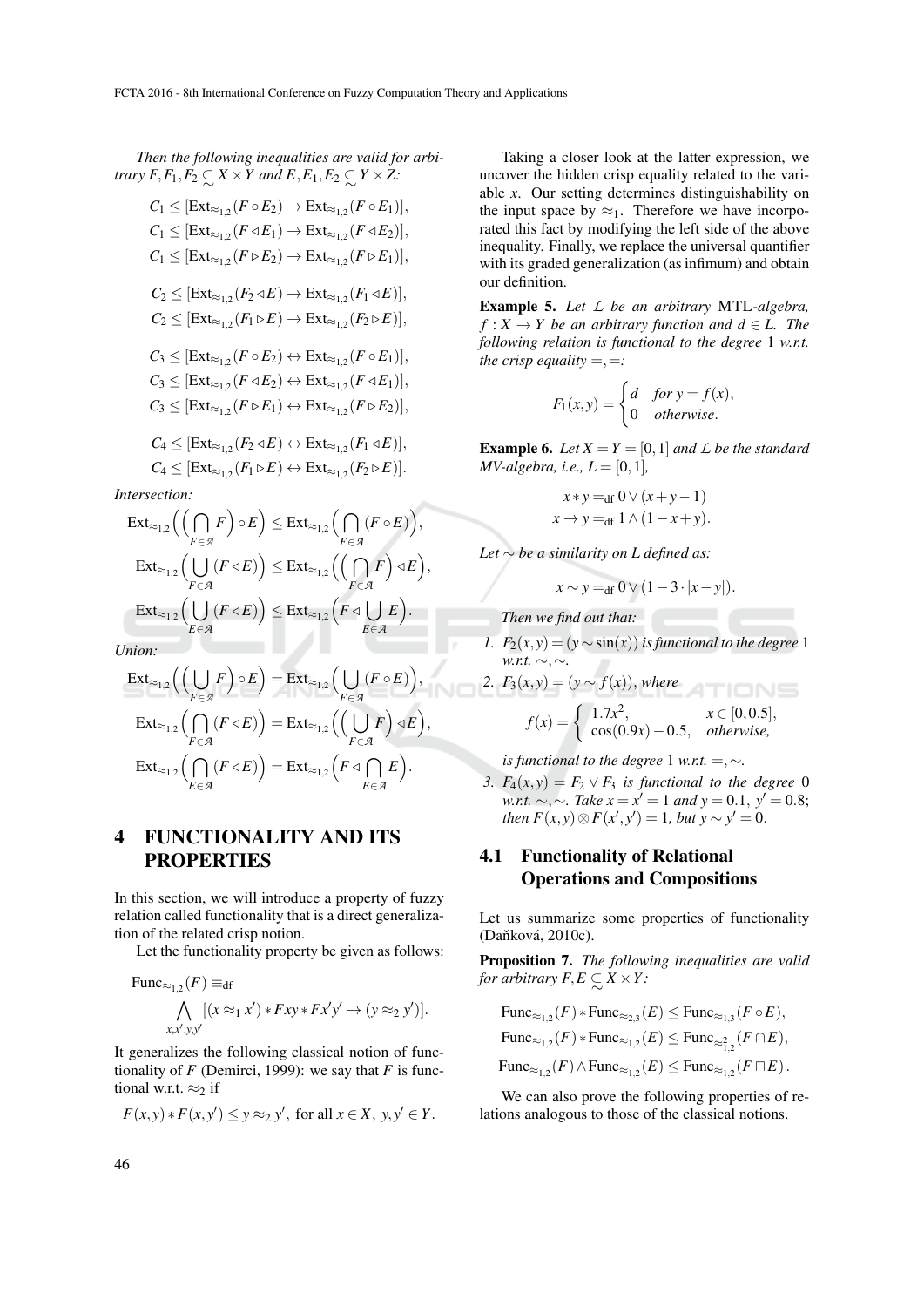*Then the following inequalities are valid for arbitrary $F, F_1, F_2 \subsetsim X \times Y$ and $E, E_1, E_2 \subsetsim Y \times Z$:*

$$C_1 \leq [\mathrm{Ext}_{\approx_{1,2}}(F \circ E_2) \to \mathrm{Ext}_{\approx_{1,2}}(F \circ E_1)],$$
$$C_1 \leq [\mathrm{Ext}_{\approx_{1,2}}(F \lhd E_1) \to \mathrm{Ext}_{\approx_{1,2}}(F \lhd E_2)],$$
$$C_1 \leq [\mathrm{Ext}_{\approx_{1,2}}(F \rhd E_2) \to \mathrm{Ext}_{\approx_{1,2}}(F \rhd E_1)],$$

$$C_2 \leq [\mathrm{Ext}_{\approx_{1,2}}(F_2 \lhd E) \to \mathrm{Ext}_{\approx_{1,2}}(F_1 \lhd E)],$$
$$C_2 \leq [\mathrm{Ext}_{\approx_{1,2}}(F_1 \rhd E) \to \mathrm{Ext}_{\approx_{1,2}}(F_2 \rhd E)],$$

$$C_3 \leq [\mathrm{Ext}_{\approx_{1,2}}(F \circ E_2) \leftrightarrow \mathrm{Ext}_{\approx_{1,2}}(F \circ E_1)],$$
$$C_3 \leq [\mathrm{Ext}_{\approx_{1,2}}(F \lhd E_2) \leftrightarrow \mathrm{Ext}_{\approx_{1,2}}(F \lhd E_1)],$$
$$C_3 \leq [\mathrm{Ext}_{\approx_{1,2}}(F \rhd E_1) \leftrightarrow \mathrm{Ext}_{\approx_{1,2}}(F \rhd E_2)],$$

$$C_4 \leq [\mathrm{Ext}_{\approx_{1,2}}(F_2 \lhd E) \leftrightarrow \mathrm{Ext}_{\approx_{1,2}}(F_1 \lhd E)],$$
$$C_4 \leq [\mathrm{Ext}_{\approx_{1,2}}(F_1 \rhd E) \leftrightarrow \mathrm{Ext}_{\approx_{1,2}}(F_2 \rhd E)].$$

*Intersection:*

$$\mathrm{Ext}_{\approx_{1,2}}\Big(\Big(\bigcap_{F \in \mathcal{A}} F\Big) \circ E\Big) \leq \mathrm{Ext}_{\approx_{1,2}}\Big(\bigcap_{F \in \mathcal{A}} (F \circ E)\Big),$$
$$\mathrm{Ext}_{\approx_{1,2}}\Big(\bigcup_{F \in \mathcal{A}} (F \lhd E)\Big) \leq \mathrm{Ext}_{\approx_{1,2}}\Big(\Big(\bigcap_{F \in \mathcal{A}} F\Big) \lhd E\Big),$$
$$\mathrm{Ext}_{\approx_{1,2}}\Big(\bigcup_{E \in \mathcal{A}} (F \lhd E)\Big) \leq \mathrm{Ext}_{\approx_{1,2}}\Big(F \lhd \bigcup_{E \in \mathcal{A}} E\Big).$$

*Union:*

$$\mathrm{Ext}_{\approx_{1,2}}\Big(\Big(\bigcup_{F \in \mathcal{A}} F\Big) \circ E\Big) = \mathrm{Ext}_{\approx_{1,2}}\Big(\bigcup_{F \in \mathcal{A}} (F \circ E)\Big),$$
$$\mathrm{Ext}_{\approx_{1,2}}\Big(\bigcap_{F \in \mathcal{A}} (F \lhd E)\Big) = \mathrm{Ext}_{\approx_{1,2}}\Big(\Big(\bigcup_{F \in \mathcal{A}} F\Big) \lhd E\Big),$$
$$\mathrm{Ext}_{\approx_{1,2}}\Big(\bigcap_{E \in \mathcal{A}} (F \lhd E)\Big) = \mathrm{Ext}_{\approx_{1,2}}\Big(F \lhd \bigcap_{E \in \mathcal{A}} E\Big).$$

## 4 FUNCTIONALITY AND ITS PROPERTIES

In this section, we will introduce a property of fuzzy relation called functionality that is a direct generalization of the related crisp notion.

Let the functionality property be given as follows:

$$\mathrm{Func}_{\approx_{1,2}}(F) \equiv_{\mathrm{df}} \bigwedge_{x,x',y,y'} [(x \approx_1 x') * Fxy * Fx'y' \to (y \approx_2 y')].$$

It generalizes the following classical notion of functionality of $F$ (Demirci, 1999): we say that $F$ is functional w.r.t. $\approx_2$ if

$$F(x,y) * F(x,y') \leq y \approx_2 y', \text{ for all } x \in X,\ y, y' \in Y.$$

Taking a closer look at the latter expression, we uncover the hidden crisp equality related to the variable $x$. Our setting determines distinguishability on the input space by $\approx_1$. Therefore we have incorporated this fact by modifying the left side of the above inequality. Finally, we replace the universal quantifier with its graded generalization (as infimum) and obtain our definition.

**Example 5.** *Let $\mathcal{L}$ be an arbitrary* MTL*-algebra, $f : X \to Y$ be an arbitrary function and $d \in L$. The following relation is functional to the degree 1 w.r.t. the crisp equality $=,=$:*

$$F_1(x,y) = \begin{cases} d & \text{for } y = f(x), \\ 0 & \text{otherwise}. \end{cases}$$

**Example 6.** *Let $X = Y = [0,1]$ and $\mathcal{L}$ be the standard MV-algebra, i.e., $L = [0,1]$,*

$$x * y =_{\mathrm{df}} 0 \vee (x + y - 1)$$
$$x \to y =_{\mathrm{df}} 1 \wedge (1 - x + y).$$

*Let $\sim$ be a similarity on $L$ defined as:*

$$x \sim y =_{\mathrm{df}} 0 \vee (1 - 3 \cdot |x - y|).$$

*Then we find out that:*

1. *$F_2(x,y) = (y \sim \sin(x))$ is functional to the degree 1 w.r.t. $\sim, \sim$.*
2. *$F_3(x,y) = (y \sim f(x))$, where*
$$f(x) = \begin{cases} 1.7x^2, & x \in [0,0.5], \\ \cos(0.9x) - 0.5, & \text{otherwise}, \end{cases}$$
*is functional to the degree 1 w.r.t. $=, \sim$.*
3. *$F_4(x,y) = F_2 \vee F_3$ is functional to the degree 0 w.r.t. $\sim, \sim$. Take $x = x' = 1$ and $y = 0.1$, $y' = 0.8$; then $F(x,y) \otimes F(x',y') = 1$, but $y \sim y' = 0$.*

### 4.1 Functionality of Relational Operations and Compositions

Let us summarize some properties of functionality (Daňková, 2010c).

**Proposition 7.** *The following inequalities are valid for arbitrary $F, E \subsetsim X \times Y$:*

$$\mathrm{Func}_{\approx_{1,2}}(F) * \mathrm{Func}_{\approx_{2,3}}(E) \leq \mathrm{Func}_{\approx_{1,3}}(F \circ E),$$
$$\mathrm{Func}_{\approx_{1,2}}(F) * \mathrm{Func}_{\approx_{1,2}}(E) \leq \mathrm{Func}_{\approx^2_{1,2}}(F \cap E),$$
$$\mathrm{Func}_{\approx_{1,2}}(F) \wedge \mathrm{Func}_{\approx_{1,2}}(E) \leq \mathrm{Func}_{\approx_{1,2}}(F \sqcap E).$$

We can also prove the following properties of relations analogous to those of the classical notions.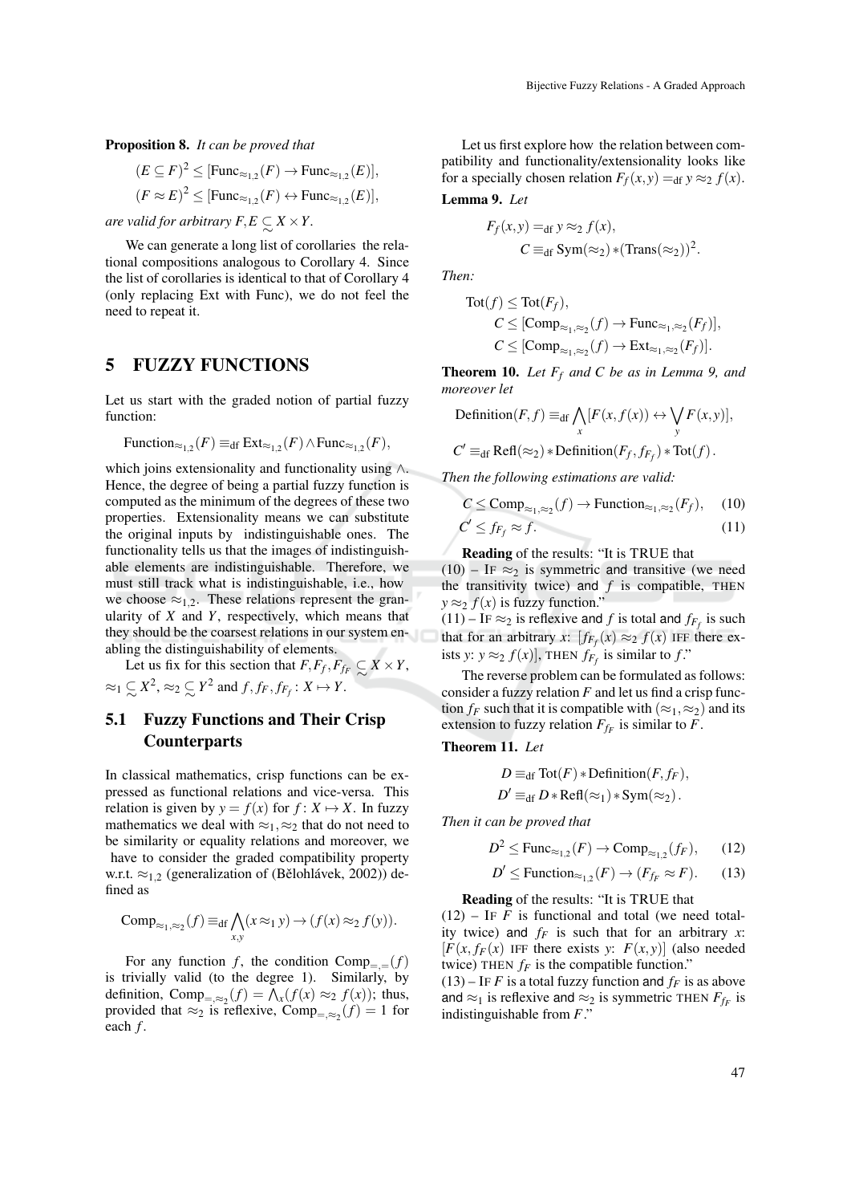**Proposition 8.** *It can be proved that*

$$(E \subseteq F)^2 \leq [\mathrm{Func}_{\approx_{1,2}}(F) \rightarrow \mathrm{Func}_{\approx_{1,2}}(E)],$$

$$(F \approx E)^2 \leq [\mathrm{Func}_{\approx_{1,2}}(F) \leftrightarrow \mathrm{Func}_{\approx_{1,2}}(E)],$$

*are valid for arbitrary* $F, E \underset{\sim}{\subset} X \times Y$.

We can generate a long list of corollaries the relational compositions analogous to Corollary 4. Since the list of corollaries is identical to that of Corollary 4 (only replacing Ext with Func), we do not feel the need to repeat it.

## 5 FUZZY FUNCTIONS

Let us start with the graded notion of partial fuzzy function:

$$\mathrm{Function}_{\approx_{1,2}}(F) \equiv_{\mathrm{df}} \mathrm{Ext}_{\approx_{1,2}}(F) \wedge \mathrm{Func}_{\approx_{1,2}}(F),$$

which joins extensionality and functionality using $\wedge$. Hence, the degree of being a partial fuzzy function is computed as the minimum of the degrees of these two properties. Extensionality means we can substitute the original inputs by indistinguishable ones. The functionality tells us that the images of indistinguishable elements are indistinguishable. Therefore, we must still track what is indistinguishable, i.e., how we choose $\approx_{1,2}$. These relations represent the granularity of $X$ and $Y$, respectively, which means that they should be the coarsest relations in our system enabling the distinguishability of elements.

Let us fix for this section that $F, F_f, F_{f_F} \underset{\sim}{\subset} X \times Y$, $\approx_1 \underset{\sim}{\subset} X^2$, $\approx_2 \underset{\sim}{\subset} Y^2$ and $f, f_F, f_{F_f} : X \mapsto Y$.

### 5.1 Fuzzy Functions and Their Crisp Counterparts

In classical mathematics, crisp functions can be expressed as functional relations and vice-versa. This relation is given by $y = f(x)$ for $f : X \mapsto X$. In fuzzy mathematics we deal with $\approx_1, \approx_2$ that do not need to be similarity or equality relations and moreover, we have to consider the graded compatibility property w.r.t. $\approx_{1,2}$ (generalization of (Bělohlávek, 2002)) defined as

$$\mathrm{Comp}_{\approx_1,\approx_2}(f) \equiv_{\mathrm{df}} \bigwedge_{x,y} (x \approx_1 y) \rightarrow (f(x) \approx_2 f(y)).$$

For any function $f$, the condition $\mathrm{Comp}_{=,=}(f)$ is trivially valid (to the degree 1). Similarly, by definition, $\mathrm{Comp}_{=,\approx_2}(f) = \bigwedge_x (f(x) \approx_2 f(x))$; thus, provided that $\approx_2$ is reflexive, $\mathrm{Comp}_{=,\approx_2}(f) = 1$ for each $f$.

Let us first explore how the relation between compatibility and functionality/extensionality looks like for a specially chosen relation $F_f(x,y) =_{\mathrm{df}} y \approx_2 f(x)$.

**Lemma 9.** *Let*

$$F_f(x,y) =_{\mathrm{df}} y \approx_2 f(x),$$

$$C \equiv_{\mathrm{df}} \mathrm{Sym}(\approx_2) * (\mathrm{Trans}(\approx_2))^2.$$

*Then:*

$$\mathrm{Tot}(f) \leq \mathrm{Tot}(F_f),$$

$$C \leq [\mathrm{Comp}_{\approx_1,\approx_2}(f) \rightarrow \mathrm{Func}_{\approx_1,\approx_2}(F_f)],$$

$$C \leq [\mathrm{Comp}_{\approx_1,\approx_2}(f) \rightarrow \mathrm{Ext}_{\approx_1,\approx_2}(F_f)].$$

**Theorem 10.** *Let $F_f$ and $C$ be as in Lemma 9, and moreover let*

$$\mathrm{Definition}(F, f) \equiv_{\mathrm{df}} \bigwedge_x [F(x, f(x)) \leftrightarrow \bigvee_y F(x,y)],$$

$$C' \equiv_{\mathrm{df}} \mathrm{Refl}(\approx_2) * \mathrm{Definition}(F_f, f_{F_f}) * \mathrm{Tot}(f).$$

*Then the following estimations are valid:*

$$C \leq \mathrm{Comp}_{\approx_1,\approx_2}(f) \rightarrow \mathrm{Function}_{\approx_1,\approx_2}(F_f), \quad (10)$$

$$C' \leq f_{F_f} \approx f. \quad (11)$$

**Reading** of the results: "It is TRUE that
(10) – IF $\approx_2$ is symmetric and transitive (we need the transitivity twice) and $f$ is compatible, THEN $y \approx_2 f(x)$ is fuzzy function."
(11) – IF $\approx_2$ is reflexive and $f$ is total and $f_{F_f}$ is such that for an arbitrary $x$: $[f_{F_f}(x) \approx_2 f(x)$ IFF there exists $y$: $y \approx_2 f(x)]$, THEN $f_{F_f}$ is similar to $f$."

The reverse problem can be formulated as follows: consider a fuzzy relation $F$ and let us find a crisp function $f_F$ such that it is compatible with $(\approx_1, \approx_2)$ and its extension to fuzzy relation $F_{f_F}$ is similar to $F$.

**Theorem 11.** *Let*

$$D \equiv_{\mathrm{df}} \mathrm{Tot}(F) * \mathrm{Definition}(F, f_F),$$

$$D' \equiv_{\mathrm{df}} D * \mathrm{Refl}(\approx_1) * \mathrm{Sym}(\approx_2).$$

*Then it can be proved that*

$$D^2 \leq \mathrm{Func}_{\approx_{1,2}}(F) \rightarrow \mathrm{Comp}_{\approx_{1,2}}(f_F), \quad (12)$$

$$D' \leq \mathrm{Function}_{\approx_{1,2}}(F) \rightarrow (F_{f_F} \approx F). \quad (13)$$

**Reading** of the results: "It is TRUE that
(12) – IF $F$ is functional and total (we need totality twice) and $f_F$ is such that for an arbitrary $x$: $[F(x, f_F(x)]$ IFF there exists $y$: $F(x,y)]$ (also needed twice) THEN $f_F$ is the compatible function."
(13) – IF $F$ is a total fuzzy function and $f_F$ is as above and $\approx_1$ is reflexive and $\approx_2$ is symmetric THEN $F_{f_F}$ is indistinguishable from $F$."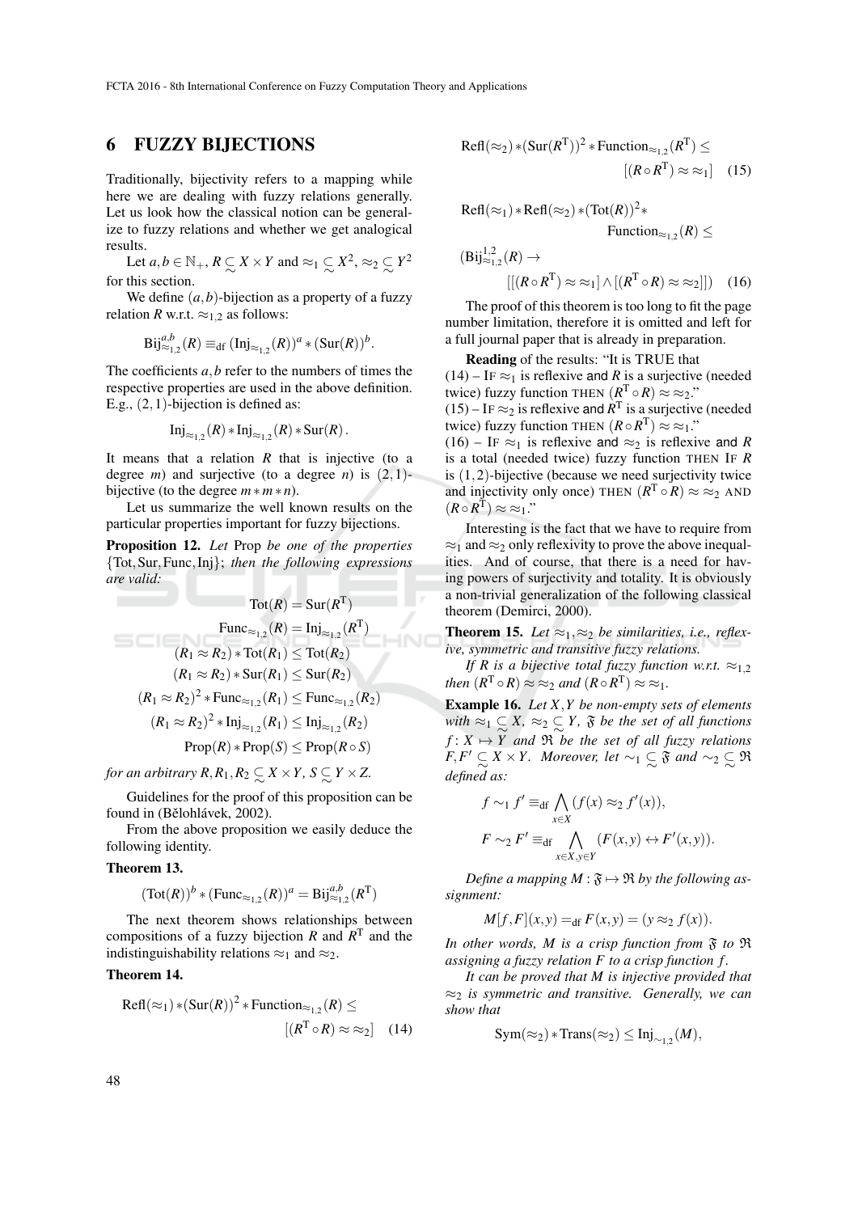## 6 FUZZY BIJECTIONS

Traditionally, bijectivity refers to a mapping while here we are dealing with fuzzy relations generally. Let us look how the classical notion can be generalize to fuzzy relations and whether we get analogical results.

Let $a,b \in \mathbb{N}_+$, $R \mathrel{\underset{\sim}{\subset}} X \times Y$ and $\approx_1 \mathrel{\underset{\sim}{\subset}} X^2$, $\approx_2 \mathrel{\underset{\sim}{\subset}} Y^2$ for this section.

We define $(a,b)$-bijection as a property of a fuzzy relation $R$ w.r.t. $\approx_{1,2}$ as follows:

$$\mathrm{Bij}^{a,b}_{\approx_{1,2}}(R) \equiv_{\mathrm{df}} (\mathrm{Inj}_{\approx_{1,2}}(R))^a * (\mathrm{Sur}(R))^b.$$

The coefficients $a,b$ refer to the numbers of times the respective properties are used in the above definition. E.g., $(2,1)$-bijection is defined as:

$$\mathrm{Inj}_{\approx_{1,2}}(R) * \mathrm{Inj}_{\approx_{1,2}}(R) * \mathrm{Sur}(R).$$

It means that a relation $R$ that is injective (to a degree $m$) and surjective (to a degree $n$) is $(2,1)$-bijective (to the degree $m * m * n$).

Let us summarize the well known results on the particular properties important for fuzzy bijections.

**Proposition 12.** *Let* Prop *be one of the properties* $\{\mathrm{Tot}, \mathrm{Sur}, \mathrm{Func}, \mathrm{Inj}\}$*; then the following expressions are valid:*

$$\mathrm{Tot}(R) = \mathrm{Sur}(R^{\mathrm{T}})$$
$$\mathrm{Func}_{\approx_{1,2}}(R) = \mathrm{Inj}_{\approx_{1,2}}(R^{\mathrm{T}})$$
$$(R_1 \approx R_2) * \mathrm{Tot}(R_1) \leq \mathrm{Tot}(R_2)$$
$$(R_1 \approx R_2) * \mathrm{Sur}(R_1) \leq \mathrm{Sur}(R_2)$$
$$(R_1 \approx R_2)^2 * \mathrm{Func}_{\approx_{1,2}}(R_1) \leq \mathrm{Func}_{\approx_{1,2}}(R_2)$$
$$(R_1 \approx R_2)^2 * \mathrm{Inj}_{\approx_{1,2}}(R_1) \leq \mathrm{Inj}_{\approx_{1,2}}(R_2)$$
$$\mathrm{Prop}(R) * \mathrm{Prop}(S) \leq \mathrm{Prop}(R \circ S)$$

*for an arbitrary* $R, R_1, R_2 \mathrel{\underset{\sim}{\subset}} X \times Y$*,* $S \mathrel{\underset{\sim}{\subset}} Y \times Z$*.*

Guidelines for the proof of this proposition can be found in (Bělohlávek, 2002).

From the above proposition we easily deduce the following identity.

**Theorem 13.**

$$(\mathrm{Tot}(R))^b * (\mathrm{Func}_{\approx_{1,2}}(R))^a = \mathrm{Bij}^{a,b}_{\approx_{1,2}}(R^{\mathrm{T}})$$

The next theorem shows relationships between compositions of a fuzzy bijection $R$ and $R^{\mathrm{T}}$ and the indistinguishability relations $\approx_1$ and $\approx_2$.

**Theorem 14.**

$$\mathrm{Refl}(\approx_1) * (\mathrm{Sur}(R))^2 * \mathrm{Function}_{\approx_{1,2}}(R) \leq [(R^{\mathrm{T}} \circ R) \approx \approx_2] \quad (14)$$

$$\mathrm{Refl}(\approx_2) * (\mathrm{Sur}(R^{\mathrm{T}}))^2 * \mathrm{Function}_{\approx_{1,2}}(R^{\mathrm{T}}) \leq [(R \circ R^{\mathrm{T}}) \approx \approx_1] \quad (15)$$

$$\mathrm{Refl}(\approx_1) * \mathrm{Refl}(\approx_2) * (\mathrm{Tot}(R))^2 * \mathrm{Function}_{\approx_{1,2}}(R) \leq$$
$$(\mathrm{Bij}^{1,2}_{\approx_{1,2}}(R) \rightarrow [[(R \circ R^{\mathrm{T}}) \approx \approx_1] \wedge [(R^{\mathrm{T}} \circ R) \approx \approx_2]]) \quad (16)$$

The proof of this theorem is too long to fit the page number limitation, therefore it is omitted and left for a full journal paper that is already in preparation.

**Reading** of the results: "It is TRUE that
(14) – IF $\approx_1$ is reflexive and $R$ is a surjective (needed twice) fuzzy function THEN $(R^{\mathrm{T}} \circ R) \approx \approx_2$."
(15) – IF $\approx_2$ is reflexive and $R^{\mathrm{T}}$ is a surjective (needed twice) fuzzy function THEN $(R \circ R^{\mathrm{T}}) \approx \approx_1$."
(16) – IF $\approx_1$ is reflexive and $\approx_2$ is reflexive and $R$ is a total (needed twice) fuzzy function THEN IF $R$ is $(1,2)$-bijective (because we need surjectivity twice and injectivity only once) THEN $(R^{\mathrm{T}} \circ R) \approx \approx_2$ AND $(R \circ R^{\mathrm{T}}) \approx \approx_1$."

Interesting is the fact that we have to require from $\approx_1$ and $\approx_2$ only reflexivity to prove the above inequalities. And of course, that there is a need for having powers of surjectivity and totality. It is obviously a non-trivial generalization of the following classical theorem (Demirci, 2000).

**Theorem 15.** *Let* $\approx_1, \approx_2$ *be similarities, i.e., reflexive, symmetric and transitive fuzzy relations.*

*If* $R$ *is a bijective total fuzzy function w.r.t.* $\approx_{1,2}$ *then* $(R^{\mathrm{T}} \circ R) \approx \approx_2$ *and* $(R \circ R^{\mathrm{T}}) \approx \approx_1$*.*

**Example 16.** *Let* $X, Y$ *be non-empty sets of elements with* $\approx_1 \mathrel{\underset{\sim}{\subset}} X$*,* $\approx_2 \mathrel{\underset{\sim}{\subset}} Y$*,* $\mathfrak{F}$ *be the set of all functions* $f\colon X \mapsto Y$ *and* $\mathfrak{R}$ *be the set of all fuzzy relations* $F, F' \mathrel{\underset{\sim}{\subset}} X \times Y$*. Moreover, let* $\sim_1 \mathrel{\underset{\sim}{\subset}} \mathfrak{F}$ *and* $\sim_2 \mathrel{\underset{\sim}{\subset}} \mathfrak{R}$ *defined as:*

$$f \sim_1 f' \equiv_{\mathrm{df}} \bigwedge_{x \in X} (f(x) \approx_2 f'(x)),$$
$$F \sim_2 F' \equiv_{\mathrm{df}} \bigwedge_{x \in X, y \in Y} (F(x,y) \leftrightarrow F'(x,y)).$$

*Define a mapping* $M\colon \mathfrak{F} \mapsto \mathfrak{R}$ *by the following assignment:*

$$M[f,F](x,y) =_{\mathrm{df}} F(x,y) = (y \approx_2 f(x)).$$

*In other words,* $M$ *is a crisp function from* $\mathfrak{F}$ *to* $\mathfrak{R}$ *assigning a fuzzy relation* $F$ *to a crisp function* $f$*.*

*It can be proved that* $M$ *is injective provided that* $\approx_2$ *is symmetric and transitive. Generally, we can show that*

$$\mathrm{Sym}(\approx_2) * \mathrm{Trans}(\approx_2) \leq \mathrm{Inj}_{\sim_{1,2}}(M),$$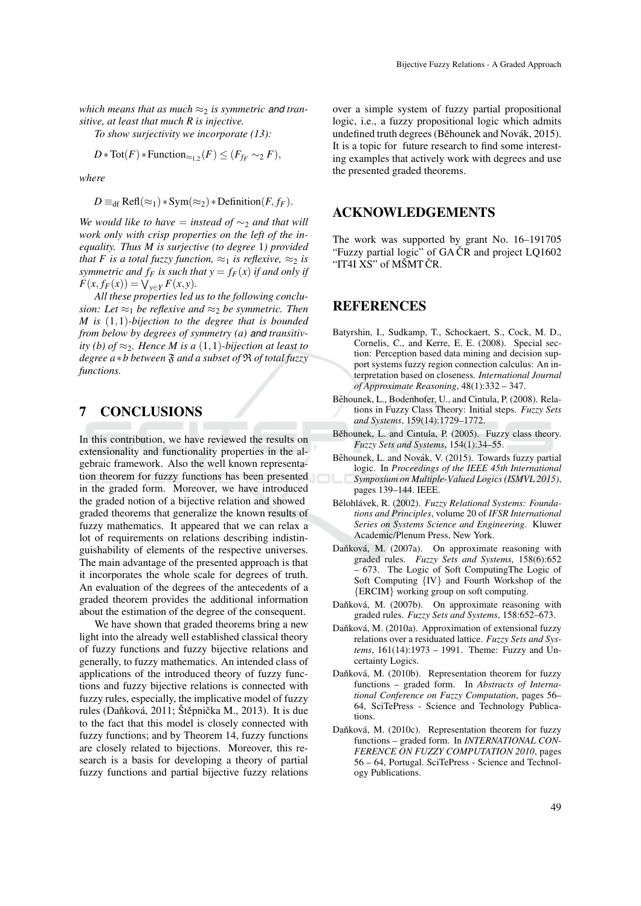*which means that as much $\approx_2$ is symmetric and transitive, at least that much $R$ is injective.*

*To show surjectivity we incorporate (13):*

$$D * \mathrm{Tot}(F) * \mathrm{Function}_{\approx_{1,2}}(F) \leq (F_{f_F} \sim_2 F),$$

*where*

$$D \equiv_{\mathrm{df}} \mathrm{Refl}(\approx_1) * \mathrm{Sym}(\approx_2) * \mathrm{Definition}(F, f_F).$$

*We would like to have $=$ instead of $\sim_2$ and that will work only with crisp properties on the left of the inequality. Thus $M$ is surjective (to degree 1) provided that $F$ is a total fuzzy function, $\approx_1$ is reflexive, $\approx_2$ is symmetric and $f_F$ is such that $y = f_F(x)$ if and only if $F(x, f_F(x)) = \bigvee_{y \in Y} F(x,y)$.*

*All these properties led us to the following conclusion: Let $\approx_1$ be reflexive and $\approx_2$ be symmetric. Then $M$ is $(1,1)$-bijection to the degree that is bounded from below by degrees of symmetry (a) and transitivity (b) of $\approx_2$. Hence $M$ is a $(1,1)$-bijection at least to degree $a * b$ between $\mathfrak{F}$ and a subset of $\mathfrak{R}$ of total fuzzy functions.*

## 7 CONCLUSIONS

In this contribution, we have reviewed the results on extensionality and functionality properties in the algebraic framework. Also the well known representation theorem for fuzzy functions has been presented in the graded form. Moreover, we have introduced the graded notion of a bijective relation and showed graded theorems that generalize the known results of fuzzy mathematics. It appeared that we can relax a lot of requirements on relations describing indistinguishability of elements of the respective universes. The main advantage of the presented approach is that it incorporates the whole scale for degrees of truth. An evaluation of the degrees of the antecedents of a graded theorem provides the additional information about the estimation of the degree of the consequent.

We have shown that graded theorems bring a new light into the already well established classical theory of fuzzy functions and fuzzy bijective relations and generally, to fuzzy mathematics. An intended class of applications of the introduced theory of fuzzy functions and fuzzy bijective relations is connected with fuzzy rules, especially, the implicative model of fuzzy rules (Daňková, 2011; Štěpnička M., 2013). It is due to the fact that this model is closely connected with fuzzy functions; and by Theorem 14, fuzzy functions are closely related to bijections. Moreover, this research is a basis for developing a theory of partial fuzzy functions and partial bijective fuzzy relations over a simple system of fuzzy partial propositional logic, i.e., a fuzzy propositional logic which admits undefined truth degrees (Běhounek and Novák, 2015). It is a topic for future research to find some interesting examples that actively work with degrees and use the presented graded theorems.

## ACKNOWLEDGEMENTS

The work was supported by grant No. 16–191705 "Fuzzy partial logic" of GA ČR and project LQ1602 "IT4I XS" of MŠMT ČR.

## REFERENCES

Batyrshin, I., Sudkamp, T., Schockaert, S., Cock, M. D., Cornelis, C., and Kerre, E. E. (2008). Special section: Perception based data mining and decision support systems fuzzy region connection calculus: An interpretation based on closeness. *International Journal of Approximate Reasoning*, 48(1):332 – 347.

Běhounek, L., Bodenhofer, U., and Cintula, P. (2008). Relations in Fuzzy Class Theory: Initial steps. *Fuzzy Sets and Systems*, 159(14):1729–1772.

Běhounek, L. and Cintula, P. (2005). Fuzzy class theory. *Fuzzy Sets and Systems*, 154(1):34–55.

Běhounek, L. and Novák, V. (2015). Towards fuzzy partial logic. In *Proceedings of the IEEE 45th International Symposium on Multiple-Valued Logics (ISMVL 2015)*, pages 139–144. IEEE.

Bělohlávek, R. (2002). *Fuzzy Relational Systems: Foundations and Principles*, volume 20 of *IFSR International Series on Systems Science and Engineering*. Kluwer Academic/Plenum Press, New York.

Daňková, M. (2007a). On approximate reasoning with graded rules. *Fuzzy Sets and Systems*, 158(6):652 – 673. The Logic of Soft ComputingThe Logic of Soft Computing {IV} and Fourth Workshop of the {ERCIM} working group on soft computing.

Daňková, M. (2007b). On approximate reasoning with graded rules. *Fuzzy Sets and Systems*, 158:652–673.

Daňková, M. (2010a). Approximation of extensional fuzzy relations over a residuated lattice. *Fuzzy Sets and Systems*, 161(14):1973 – 1991. Theme: Fuzzy and Uncertainty Logics.

Daňková, M. (2010b). Representation theorem for fuzzy functions – graded form. In *Abstracts of International Conference on Fuzzy Computation*, pages 56–64, SciTePress - Science and Technology Publications.

Daňková, M. (2010c). Representation theorem for fuzzy functions – graded form. In *INTERNATIONAL CONFERENCE ON FUZZY COMPUTATION 2010*, pages 56 – 64, Portugal. SciTePress - Science and Technology Publications.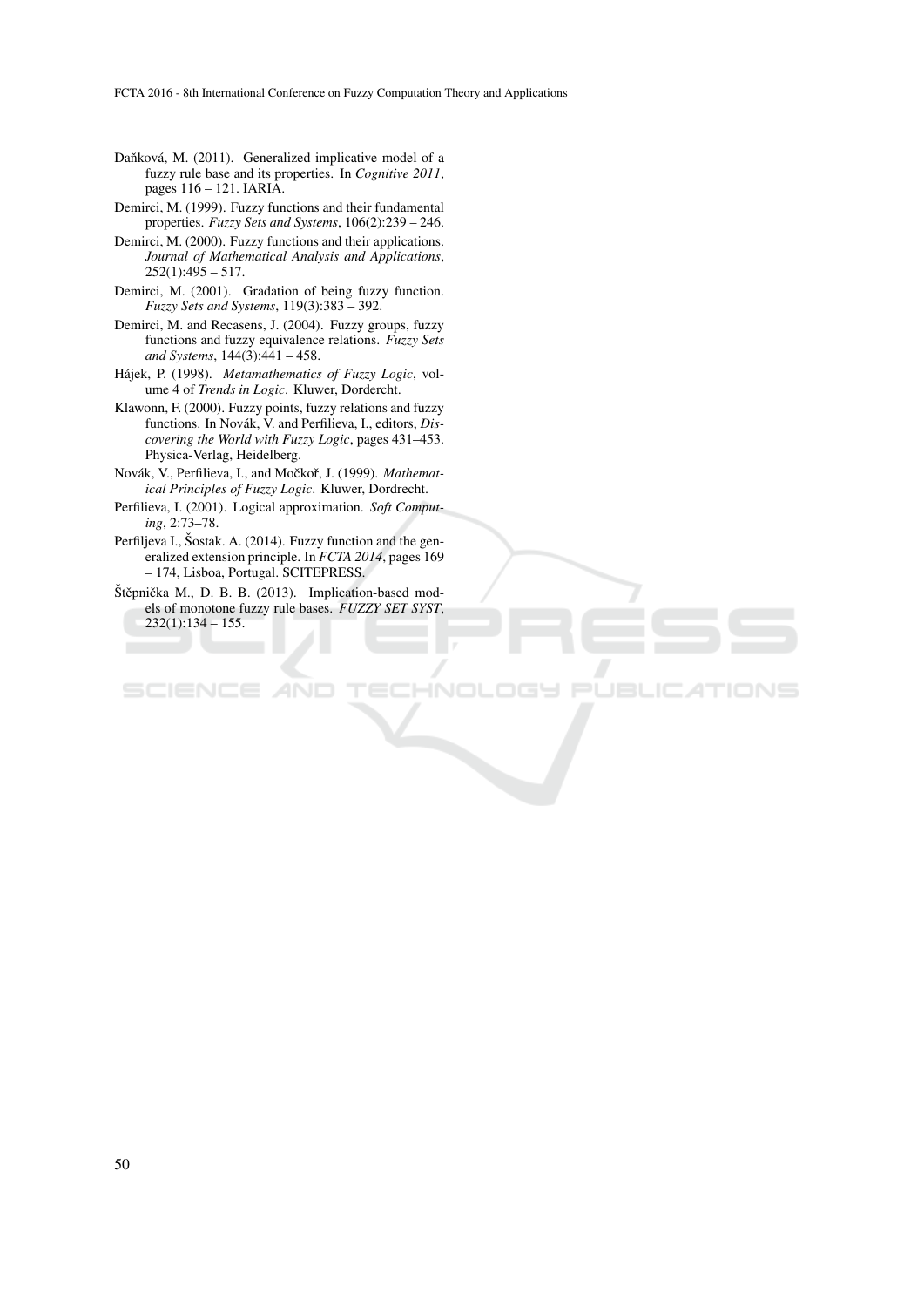Daňková, M. (2011). Generalized implicative model of a fuzzy rule base and its properties. In *Cognitive 2011*, pages 116 – 121. IARIA.

Demirci, M. (1999). Fuzzy functions and their fundamental properties. *Fuzzy Sets and Systems*, 106(2):239 – 246.

Demirci, M. (2000). Fuzzy functions and their applications. *Journal of Mathematical Analysis and Applications*, 252(1):495 – 517.

Demirci, M. (2001). Gradation of being fuzzy function. *Fuzzy Sets and Systems*, 119(3):383 – 392.

Demirci, M. and Recasens, J. (2004). Fuzzy groups, fuzzy functions and fuzzy equivalence relations. *Fuzzy Sets and Systems*, 144(3):441 – 458.

Hájek, P. (1998). *Metamathematics of Fuzzy Logic*, volume 4 of *Trends in Logic*. Kluwer, Dordercht.

Klawonn, F. (2000). Fuzzy points, fuzzy relations and fuzzy functions. In Novák, V. and Perfilieva, I., editors, *Discovering the World with Fuzzy Logic*, pages 431–453. Physica-Verlag, Heidelberg.

Novák, V., Perfilieva, I., and Močkoř, J. (1999). *Mathematical Principles of Fuzzy Logic*. Kluwer, Dordrecht.

Perfilieva, I. (2001). Logical approximation. *Soft Computing*, 2:73–78.

Perfiljeva I., Šostak. A. (2014). Fuzzy function and the generalized extension principle. In *FCTA 2014*, pages 169 – 174, Lisboa, Portugal. SCITEPRESS.

Štěpnička M., D. B. B. (2013). Implication-based models of monotone fuzzy rule bases. *FUZZY SET SYST*, 232(1):134 – 155.